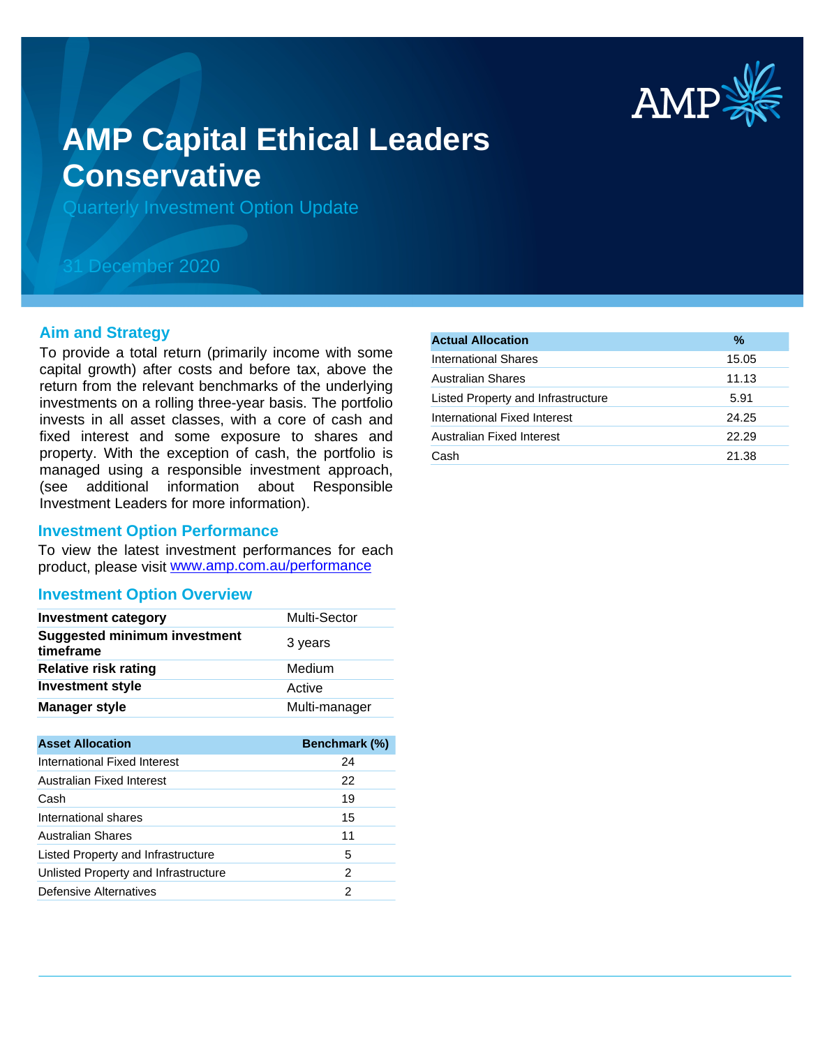# AMP Capital Ethical Leaders Conservative

Quarterly Investment Option Update

31 December 2020

## Aim and Strategy

To provide a total return (primarily income with some capital growth) after costs and before tax, above the return from the relevant benchmarks of the underlying investments on a rolling three-year basis. The portfolio invests in all asset classes, with a core of cash and fixed interest and some exposure to shares and property. With the exception of cash, the portfolio is managed using a responsible investment approach, (see additional information about Responsible Investment Leaders for more information).

## Investment Option Performance

To view the latest investment performances for each product, please visit www.amp.com.au/performance

## Investment Option Overview

| | |
|---|---|
| **Investment category** | Multi-Sector |
| **Suggested minimum investment timeframe** | 3 years |
| **Relative risk rating** | Medium |
| **Investment style** | Active |
| **Manager style** | Multi-manager |

| Asset Allocation | Benchmark (%) |
|---|---|
| International Fixed Interest | 24 |
| Australian Fixed Interest | 22 |
| Cash | 19 |
| International shares | 15 |
| Australian Shares | 11 |
| Listed Property and Infrastructure | 5 |
| Unlisted Property and Infrastructure | 2 |
| Defensive Alternatives | 2 |

| Actual Allocation | % |
|---|---|
| International Shares | 15.05 |
| Australian Shares | 11.13 |
| Listed Property and Infrastructure | 5.91 |
| International Fixed Interest | 24.25 |
| Australian Fixed Interest | 22.29 |
| Cash | 21.38 |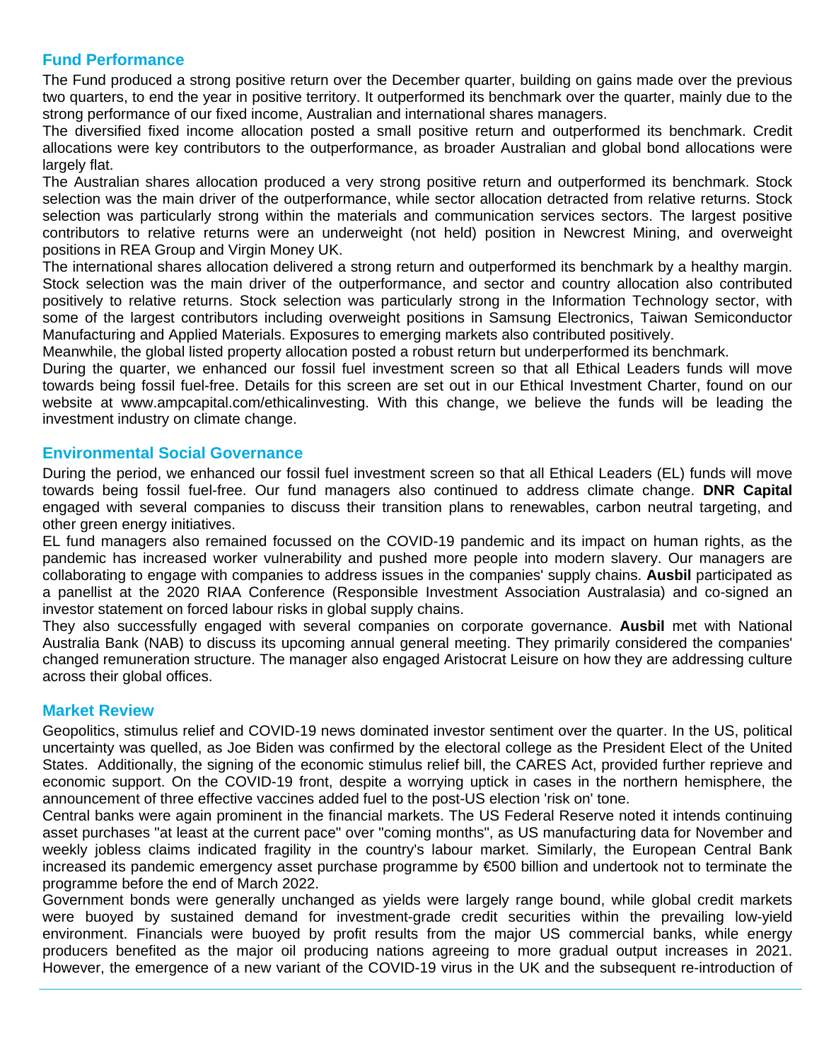## Fund Performance

The Fund produced a strong positive return over the December quarter, building on gains made over the previous two quarters, to end the year in positive territory. It outperformed its benchmark over the quarter, mainly due to the strong performance of our fixed income, Australian and international shares managers.

The diversified fixed income allocation posted a small positive return and outperformed its benchmark. Credit allocations were key contributors to the outperformance, as broader Australian and global bond allocations were largely flat.

The Australian shares allocation produced a very strong positive return and outperformed its benchmark. Stock selection was the main driver of the outperformance, while sector allocation detracted from relative returns. Stock selection was particularly strong within the materials and communication services sectors. The largest positive contributors to relative returns were an underweight (not held) position in Newcrest Mining, and overweight positions in REA Group and Virgin Money UK.

The international shares allocation delivered a strong return and outperformed its benchmark by a healthy margin. Stock selection was the main driver of the outperformance, and sector and country allocation also contributed positively to relative returns. Stock selection was particularly strong in the Information Technology sector, with some of the largest contributors including overweight positions in Samsung Electronics, Taiwan Semiconductor Manufacturing and Applied Materials. Exposures to emerging markets also contributed positively.

Meanwhile, the global listed property allocation posted a robust return but underperformed its benchmark.

During the quarter, we enhanced our fossil fuel investment screen so that all Ethical Leaders funds will move towards being fossil fuel-free. Details for this screen are set out in our Ethical Investment Charter, found on our website at www.ampcapital.com/ethicalinvesting. With this change, we believe the funds will be leading the investment industry on climate change.

## Environmental Social Governance

During the period, we enhanced our fossil fuel investment screen so that all Ethical Leaders (EL) funds will move towards being fossil fuel-free. Our fund managers also continued to address climate change. **DNR Capital** engaged with several companies to discuss their transition plans to renewables, carbon neutral targeting, and other green energy initiatives.

EL fund managers also remained focussed on the COVID-19 pandemic and its impact on human rights, as the pandemic has increased worker vulnerability and pushed more people into modern slavery. Our managers are collaborating to engage with companies to address issues in the companies' supply chains. **Ausbil** participated as a panellist at the 2020 RIAA Conference (Responsible Investment Association Australasia) and co-signed an investor statement on forced labour risks in global supply chains.

They also successfully engaged with several companies on corporate governance. **Ausbil** met with National Australia Bank (NAB) to discuss its upcoming annual general meeting. They primarily considered the companies' changed remuneration structure. The manager also engaged Aristocrat Leisure on how they are addressing culture across their global offices.

## Market Review

Geopolitics, stimulus relief and COVID-19 news dominated investor sentiment over the quarter. In the US, political uncertainty was quelled, as Joe Biden was confirmed by the electoral college as the President Elect of the United States. Additionally, the signing of the economic stimulus relief bill, the CARES Act, provided further reprieve and economic support. On the COVID-19 front, despite a worrying uptick in cases in the northern hemisphere, the announcement of three effective vaccines added fuel to the post-US election 'risk on' tone.

Central banks were again prominent in the financial markets. The US Federal Reserve noted it intends continuing asset purchases "at least at the current pace" over "coming months", as US manufacturing data for November and weekly jobless claims indicated fragility in the country's labour market. Similarly, the European Central Bank increased its pandemic emergency asset purchase programme by €500 billion and undertook not to terminate the programme before the end of March 2022.

Government bonds were generally unchanged as yields were largely range bound, while global credit markets were buoyed by sustained demand for investment-grade credit securities within the prevailing low-yield environment. Financials were buoyed by profit results from the major US commercial banks, while energy producers benefited as the major oil producing nations agreeing to more gradual output increases in 2021. However, the emergence of a new variant of the COVID-19 virus in the UK and the subsequent re-introduction of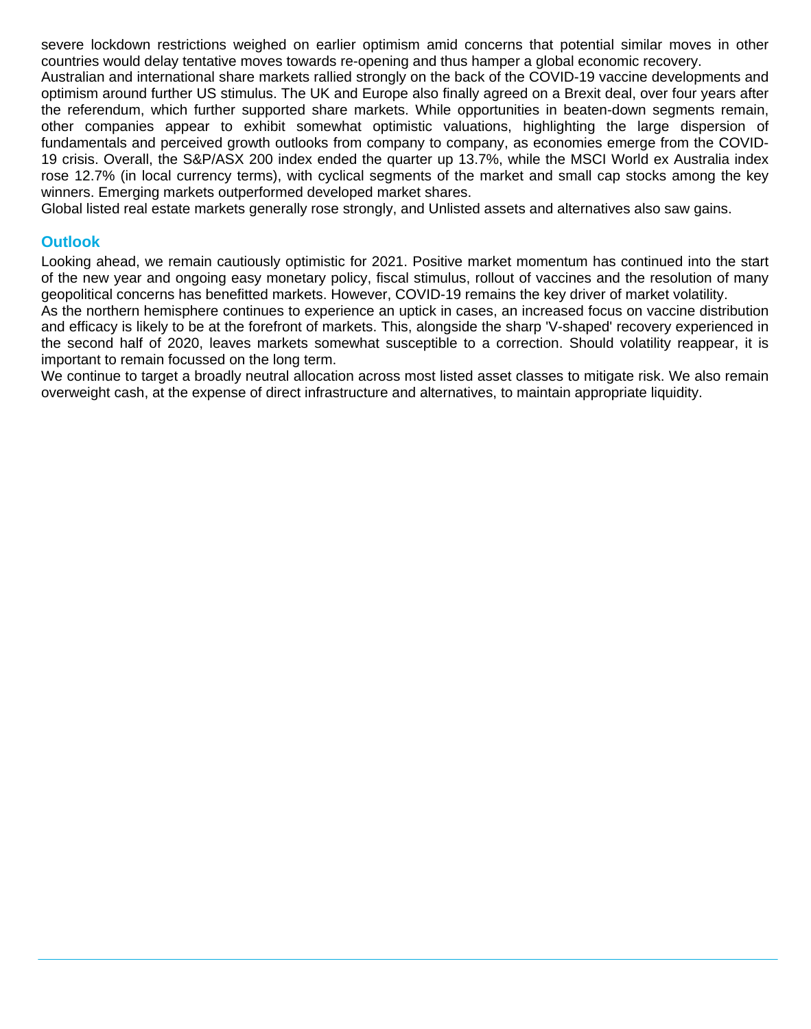severe lockdown restrictions weighed on earlier optimism amid concerns that potential similar moves in other countries would delay tentative moves towards re-opening and thus hamper a global economic recovery.

Australian and international share markets rallied strongly on the back of the COVID-19 vaccine developments and optimism around further US stimulus. The UK and Europe also finally agreed on a Brexit deal, over four years after the referendum, which further supported share markets. While opportunities in beaten-down segments remain, other companies appear to exhibit somewhat optimistic valuations, highlighting the large dispersion of fundamentals and perceived growth outlooks from company to company, as economies emerge from the COVID-19 crisis. Overall, the S&P/ASX 200 index ended the quarter up 13.7%, while the MSCI World ex Australia index rose 12.7% (in local currency terms), with cyclical segments of the market and small cap stocks among the key winners. Emerging markets outperformed developed market shares.

Global listed real estate markets generally rose strongly, and Unlisted assets and alternatives also saw gains.

## Outlook

Looking ahead, we remain cautiously optimistic for 2021. Positive market momentum has continued into the start of the new year and ongoing easy monetary policy, fiscal stimulus, rollout of vaccines and the resolution of many geopolitical concerns has benefitted markets. However, COVID-19 remains the key driver of market volatility.

As the northern hemisphere continues to experience an uptick in cases, an increased focus on vaccine distribution and efficacy is likely to be at the forefront of markets. This, alongside the sharp 'V-shaped' recovery experienced in the second half of 2020, leaves markets somewhat susceptible to a correction. Should volatility reappear, it is important to remain focussed on the long term.

We continue to target a broadly neutral allocation across most listed asset classes to mitigate risk. We also remain overweight cash, at the expense of direct infrastructure and alternatives, to maintain appropriate liquidity.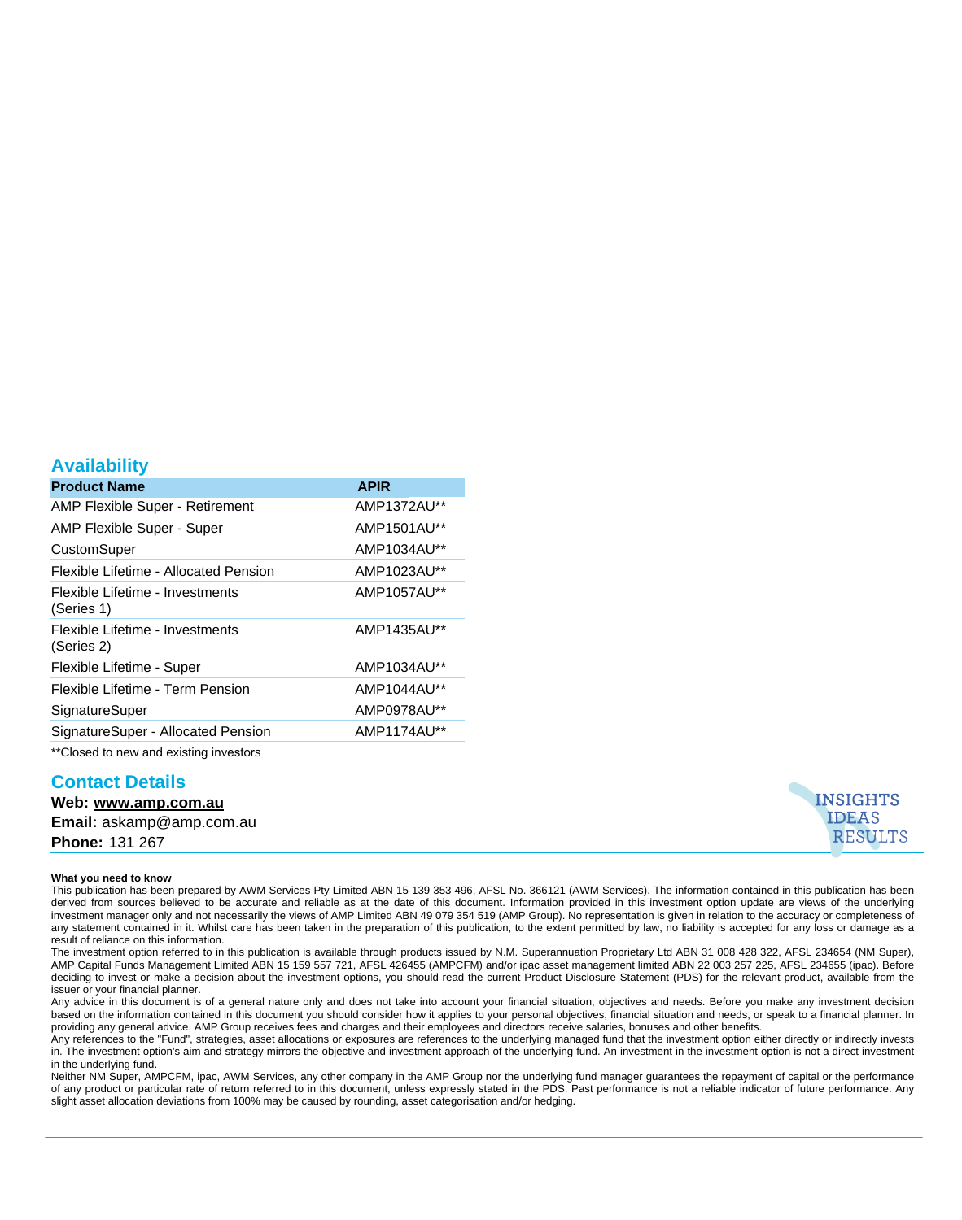## Availability

| Product Name | APIR |
|---|---|
| AMP Flexible Super - Retirement | AMP1372AU** |
| AMP Flexible Super - Super | AMP1501AU** |
| CustomSuper | AMP1034AU** |
| Flexible Lifetime - Allocated Pension | AMP1023AU** |
| Flexible Lifetime - Investments (Series 1) | AMP1057AU** |
| Flexible Lifetime - Investments (Series 2) | AMP1435AU** |
| Flexible Lifetime - Super | AMP1034AU** |
| Flexible Lifetime - Term Pension | AMP1044AU** |
| SignatureSuper | AMP0978AU** |
| SignatureSuper - Allocated Pension | AMP1174AU** |

**Closed to new and existing investors

## Contact Details

**Web:** **www.amp.com.au**
**Email:** askamp@amp.com.au
**Phone:** 131 267

INSIGHTS
IDEAS
RESULTS

**What you need to know**

This publication has been prepared by AWM Services Pty Limited ABN 15 139 353 496, AFSL No. 366121 (AWM Services). The information contained in this publication has been derived from sources believed to be accurate and reliable as at the date of this document. Information provided in this investment option update are views of the underlying investment manager only and not necessarily the views of AMP Limited ABN 49 079 354 519 (AMP Group). No representation is given in relation to the accuracy or completeness of any statement contained in it. Whilst care has been taken in the preparation of this publication, to the extent permitted by law, no liability is accepted for any loss or damage as a result of reliance on this information.

The investment option referred to in this publication is available through products issued by N.M. Superannuation Proprietary Ltd ABN 31 008 428 322, AFSL 234654 (NM Super), AMP Capital Funds Management Limited ABN 15 159 557 721, AFSL 426455 (AMPCFM) and/or ipac asset management limited ABN 22 003 257 225, AFSL 234655 (ipac). Before deciding to invest or make a decision about the investment options, you should read the current Product Disclosure Statement (PDS) for the relevant product, available from the issuer or your financial planner.

Any advice in this document is of a general nature only and does not take into account your financial situation, objectives and needs. Before you make any investment decision based on the information contained in this document you should consider how it applies to your personal objectives, financial situation and needs, or speak to a financial planner. In providing any general advice, AMP Group receives fees and charges and their employees and directors receive salaries, bonuses and other benefits.

Any references to the "Fund", strategies, asset allocations or exposures are references to the underlying managed fund that the investment option either directly or indirectly invests in. The investment option's aim and strategy mirrors the objective and investment approach of the underlying fund. An investment in the investment option is not a direct investment in the underlying fund.

Neither NM Super, AMPCFM, ipac, AWM Services, any other company in the AMP Group nor the underlying fund manager guarantees the repayment of capital or the performance of any product or particular rate of return referred to in this document, unless expressly stated in the PDS. Past performance is not a reliable indicator of future performance. Any slight asset allocation deviations from 100% may be caused by rounding, asset categorisation and/or hedging.